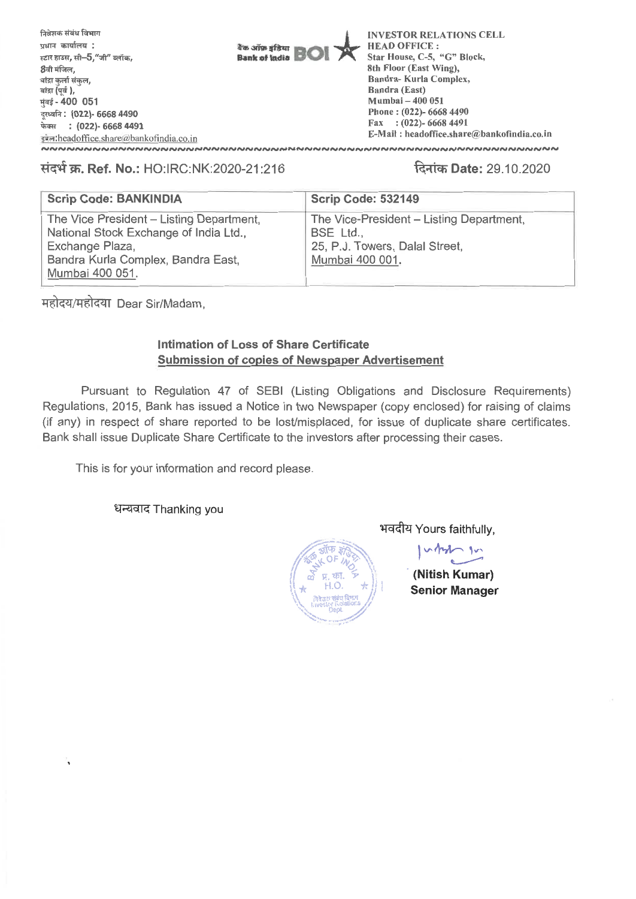निवेशक संबंध विभाग
प्रधान कार्यालय :
स्टार हाउस, सी–5, "जी" ब्लॉक,
8वी मंजिल,
बांद्रा कुर्ला संकुल,
बांद्रा (पूर्व ),
मुंबई - 400 051
दूरध्वनि : (022)- 6668 4490
फेक्स : (022)- 6668 4491
इमेल:headoffice.share@bankofindia.co.in

बैंक ऑफ इंडिया
Bank of India BOI

INVESTOR RELATIONS CELL
HEAD OFFICE :
Star House, C-5, "G" Block,
8th Floor (East Wing),
Bandra- Kurla Complex,
Bandra (East)
Mumbai – 400 051
Phone : (022)- 6668 4490
Fax : (022)- 6668 4491
E-Mail : headoffice.share@bankofindia.co.in

संदर्भ क्र. **Ref. No.:** HO:IRC:NK:2020-21:216

दिनांक **Date:** 29.10.2020

| Scrip Code: BANKINDIA | Scrip Code: 532149 |
|---|---|
| The Vice President – Listing Department,<br>National Stock Exchange of India Ltd.,<br>Exchange Plaza,<br>Bandra Kurla Complex, Bandra East,<br>Mumbai 400 051. | The Vice-President – Listing Department,<br>BSE Ltd.,<br>25, P.J. Towers, Dalal Street,<br>Mumbai 400 001. |

महोदय/महोदया Dear Sir/Madam,

**Intimation of Loss of Share Certificate**
**Submission of copies of Newspaper Advertisement**

Pursuant to Regulation 47 of SEBI (Listing Obligations and Disclosure Requirements) Regulations, 2015, Bank has issued a Notice in two Newspaper (copy enclosed) for raising of claims (if any) in respect of share reported to be lost/misplaced, for issue of duplicate share certificates. Bank shall issue Duplicate Share Certificate to the investors after processing their cases.

This is for your information and record please.

धन्यवाद Thanking you

भवदीय Yours faithfully,

**(Nitish Kumar)**
**Senior Manager**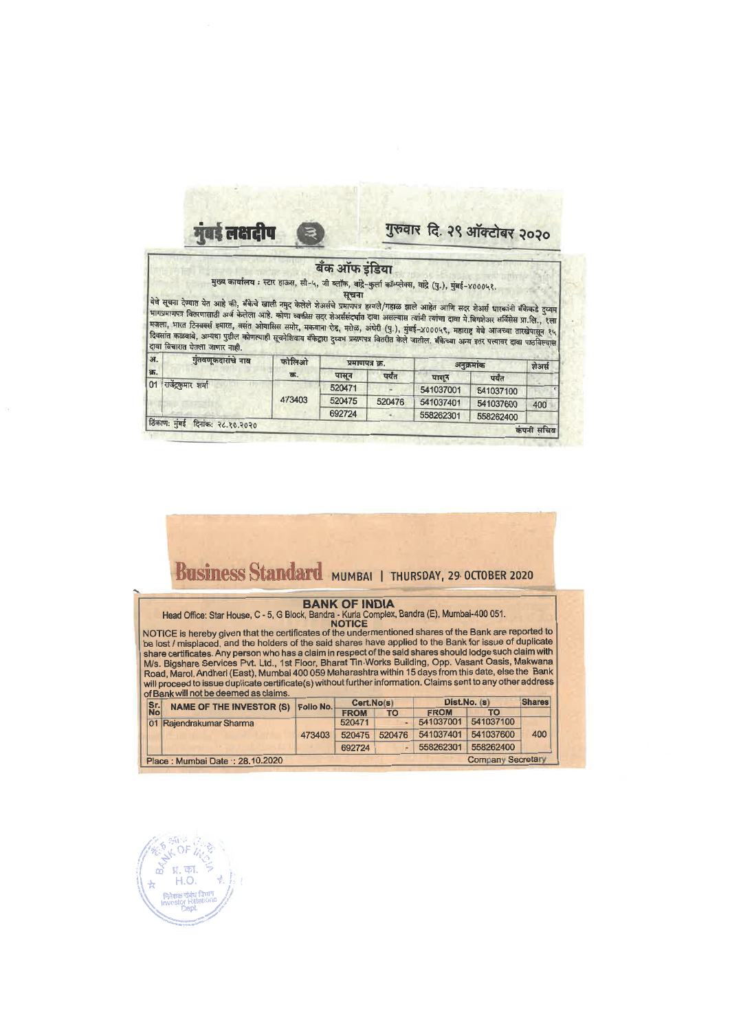मुंबई लक्षदीप

गुरुवार दि. २९ ऑक्टोबर २०२०

## बँक ऑफ इंडिया

मुख्य कार्यालय : स्टार हाउस, सी-५, जी ब्लॉक, वांद्रे-कुर्ला कॉम्प्लेक्स, वांद्रे (पु.), मुंबई-४०००५१.

**सूचना**

येथे सूचना देण्यात येत आहे की, बँकेचे खाली नमुद केलेले शेअर्सचे प्रमाणपत्र हरवले/गहाळ झाले आहेत आणि सदर शेअर्स धारकांनी बँकेकडे दुय्यम भागप्रमाणपत्र वितरणासाठी अर्ज केलेला आहे. कोणा व्यक्तिस सदर शेअर्ससंदर्भात दावा असल्यास त्यांनी त्यांचा दावा मे.बिगशेअर सर्विसेस प्रा.लि., १ला मजला, भारत टिनवर्क्स इमारत, वसंत ओयासिस समोर, मकवाना रोड, मरोळ, अंधेरी (पु.), मुंबई-४०००५९, महाराष्ट्र येथे आजच्या तारखेपासून १५ दिवसांत कळवावे, अन्यथा पुढील कोणत्याही सुचनेशिवाय बँकेद्वारा दुय्यम प्रमाणपत्र वितरीत केले जातील. बँकेच्या अन्य इतर पत्त्यावर दावा पाठविल्यास दावा विचारात घेतला जाणार नाही.

| अ. क्र. | गुंतवणूकदारांचे नाव | फोलिओ क्र. | प्रमाणपत्र क्र. | | अनुक्रमांक | | शेअर्स |
|---|---|---|---|---|---|---|---|
| | | | पासून | पर्यंत | पासून | पर्यंत | |
| 01 | राजेंद्रकुमार शर्मा | 473403 | 520471 | - | 541037001 | 541037100 | 400 |
| | | | 520475 | 520476 | 541037401 | 541037600 | |
| | | | 692724 | - | 558262301 | 558262400 | |

ठिकाण: मुंबई दिनांक: २८.१०.२०२०

कंपनी सचिव

---

Business Standard MUMBAI | THURSDAY, 29 OCTOBER 2020

## BANK OF INDIA

Head Office: Star House, C - 5, G Block, Bandra - Kurla Complex, Bandra (E), Mumbai-400 051.

**NOTICE**

NOTICE is hereby given that the certificates of the undermentioned shares of the Bank are reported to be lost / misplaced, and the holders of the said shares have applied to the Bank for issue of duplicate share certificates. Any person who has a claim in respect of the said shares should lodge such claim with M/s. Bigshare Services Pvt. Ltd., 1st Floor, Bharat Tin Works Building, Opp. Vasant Oasis, Makwana Road, Marol, Andheri (East), Mumbai 400 059 Maharashtra within 15 days from this date, else the Bank will proceed to issue duplicate certificate(s) without further information. Claims sent to any other address of Bank will not be deemed as claims.

| Sr. No | NAME OF THE INVESTOR (S) | Folio No. | Cert.No(s) | | Dist.No. (s) | | Shares |
|---|---|---|---|---|---|---|---|
| | | | FROM | TO | FROM | TO | |
| 01 | Rajendrakumar Sharma | 473403 | 520471 | - | 541037001 | 541037100 | 400 |
| | | | 520475 | 520476 | 541037401 | 541037600 | |
| | | | 692724 | - | 558262301 | 558262400 | |

Place : Mumbai Date : 28.10.2020

Company Secretary